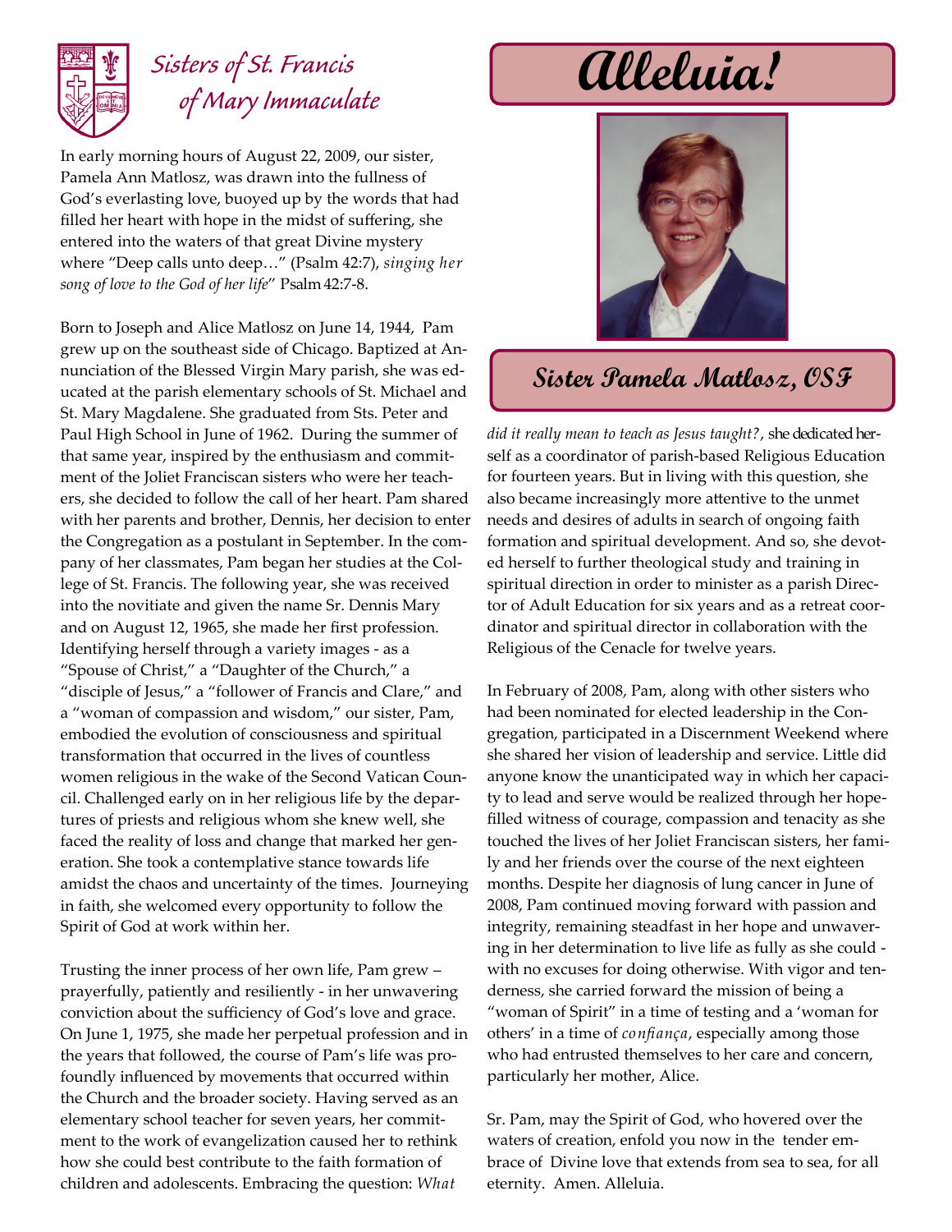# Sisters of St. Francis of Mary Immaculate

# Alleluia!

## Sister Pamela Matlosz, OSF

In early morning hours of August 22, 2009, our sister, Pamela Ann Matlosz, was drawn into the fullness of God's everlasting love, buoyed up by the words that had filled her heart with hope in the midst of suffering, she entered into the waters of that great Divine mystery where "Deep calls unto deep…" (Psalm 42:7), *singing her song of love to the God of her life*" Psalm 42:7-8.

Born to Joseph and Alice Matlosz on June 14, 1944, Pam grew up on the southeast side of Chicago. Baptized at Annunciation of the Blessed Virgin Mary parish, she was educated at the parish elementary schools of St. Michael and St. Mary Magdalene. She graduated from Sts. Peter and Paul High School in June of 1962. During the summer of that same year, inspired by the enthusiasm and commitment of the Joliet Franciscan sisters who were her teachers, she decided to follow the call of her heart. Pam shared with her parents and brother, Dennis, her decision to enter the Congregation as a postulant in September. In the company of her classmates, Pam began her studies at the College of St. Francis. The following year, she was received into the novitiate and given the name Sr. Dennis Mary and on August 12, 1965, she made her first profession. Identifying herself through a variety images - as a "Spouse of Christ," a "Daughter of the Church," a "disciple of Jesus," a "follower of Francis and Clare," and a "woman of compassion and wisdom," our sister, Pam, embodied the evolution of consciousness and spiritual transformation that occurred in the lives of countless women religious in the wake of the Second Vatican Council. Challenged early on in her religious life by the departures of priests and religious whom she knew well, she faced the reality of loss and change that marked her generation. She took a contemplative stance towards life amidst the chaos and uncertainty of the times. Journeying in faith, she welcomed every opportunity to follow the Spirit of God at work within her.

Trusting the inner process of her own life, Pam grew – prayerfully, patiently and resiliently - in her unwavering conviction about the sufficiency of God's love and grace. On June 1, 1975, she made her perpetual profession and in the years that followed, the course of Pam's life was profoundly influenced by movements that occurred within the Church and the broader society. Having served as an elementary school teacher for seven years, her commitment to the work of evangelization caused her to rethink how she could best contribute to the faith formation of children and adolescents. Embracing the question: *What did it really mean to teach as Jesus taught?*, she dedicated herself as a coordinator of parish-based Religious Education for fourteen years. But in living with this question, she also became increasingly more attentive to the unmet needs and desires of adults in search of ongoing faith formation and spiritual development. And so, she devoted herself to further theological study and training in spiritual direction in order to minister as a parish Director of Adult Education for six years and as a retreat coordinator and spiritual director in collaboration with the Religious of the Cenacle for twelve years.

In February of 2008, Pam, along with other sisters who had been nominated for elected leadership in the Congregation, participated in a Discernment Weekend where she shared her vision of leadership and service. Little did anyone know the unanticipated way in which her capacity to lead and serve would be realized through her hope-filled witness of courage, compassion and tenacity as she touched the lives of her Joliet Franciscan sisters, her family and her friends over the course of the next eighteen months. Despite her diagnosis of lung cancer in June of 2008, Pam continued moving forward with passion and integrity, remaining steadfast in her hope and unwavering in her determination to live life as fully as she could - with no excuses for doing otherwise. With vigor and tenderness, she carried forward the mission of being a "woman of Spirit" in a time of testing and a 'woman for others' in a time of *confiança*, especially among those who had entrusted themselves to her care and concern, particularly her mother, Alice.

Sr. Pam, may the Spirit of God, who hovered over the waters of creation, enfold you now in the tender embrace of Divine love that extends from sea to sea, for all eternity. Amen. Alleluia.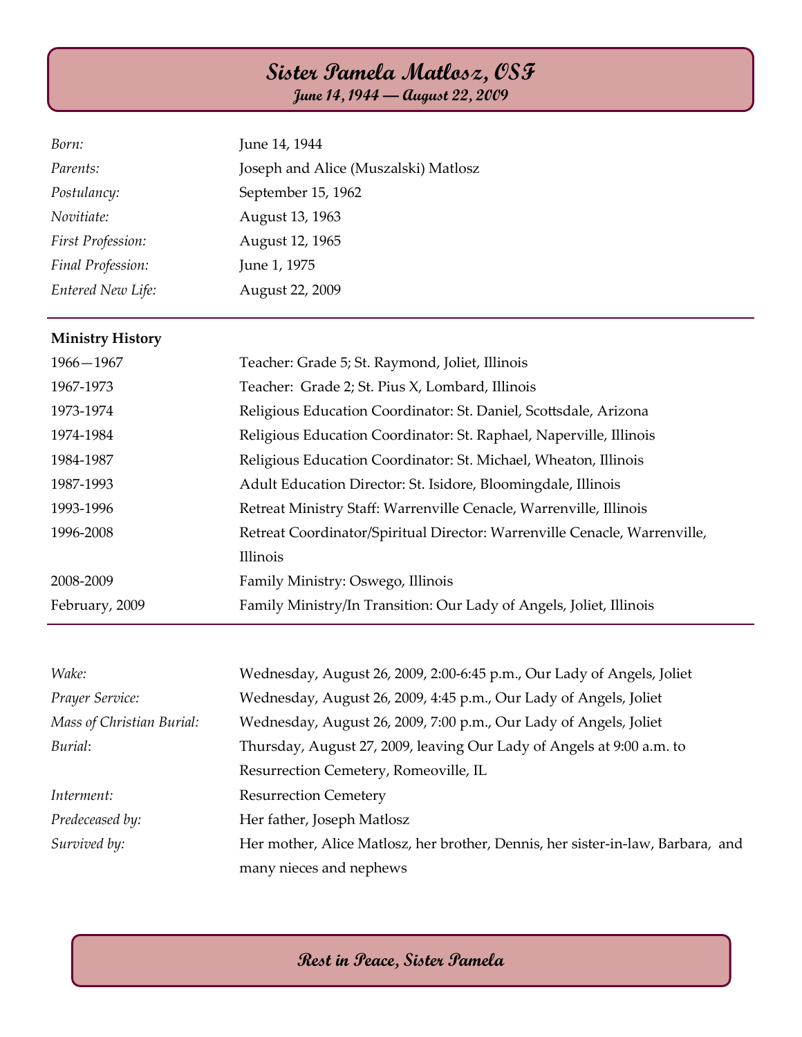# Sister Pamela Matlosz, OSF

**June 14, 1944 — August 22, 2009**

| | |
|---|---|
| *Born:* | June 14, 1944 |
| *Parents:* | Joseph and Alice (Muszalski) Matlosz |
| *Postulancy:* | September 15, 1962 |
| *Novitiate:* | August 13, 1963 |
| *First Profession:* | August 12, 1965 |
| *Final Profession:* | June 1, 1975 |
| *Entered New Life:* | August 22, 2009 |

**Ministry History**

| | |
|---|---|
| 1966—1967 | Teacher: Grade 5; St. Raymond, Joliet, Illinois |
| 1967-1973 | Teacher: Grade 2; St. Pius X, Lombard, Illinois |
| 1973-1974 | Religious Education Coordinator: St. Daniel, Scottsdale, Arizona |
| 1974-1984 | Religious Education Coordinator: St. Raphael, Naperville, Illinois |
| 1984-1987 | Religious Education Coordinator: St. Michael, Wheaton, Illinois |
| 1987-1993 | Adult Education Director: St. Isidore, Bloomingdale, Illinois |
| 1993-1996 | Retreat Ministry Staff: Warrenville Cenacle, Warrenville, Illinois |
| 1996-2008 | Retreat Coordinator/Spiritual Director: Warrenville Cenacle, Warrenville, Illinois |
| 2008-2009 | Family Ministry: Oswego, Illinois |
| February, 2009 | Family Ministry/In Transition: Our Lady of Angels, Joliet, Illinois |

| | |
|---|---|
| *Wake:* | Wednesday, August 26, 2009, 2:00-6:45 p.m., Our Lady of Angels, Joliet |
| *Prayer Service:* | Wednesday, August 26, 2009, 4:45 p.m., Our Lady of Angels, Joliet |
| *Mass of Christian Burial:* | Wednesday, August 26, 2009, 7:00 p.m., Our Lady of Angels, Joliet |
| *Burial:* | Thursday, August 27, 2009, leaving Our Lady of Angels at 9:00 a.m. to Resurrection Cemetery, Romeoville, IL |
| *Interment:* | Resurrection Cemetery |
| *Predeceased by:* | Her father, Joseph Matlosz |
| *Survived by:* | Her mother, Alice Matlosz, her brother, Dennis, her sister-in-law, Barbara, and many nieces and nephews |

**Rest in Peace, Sister Pamela**